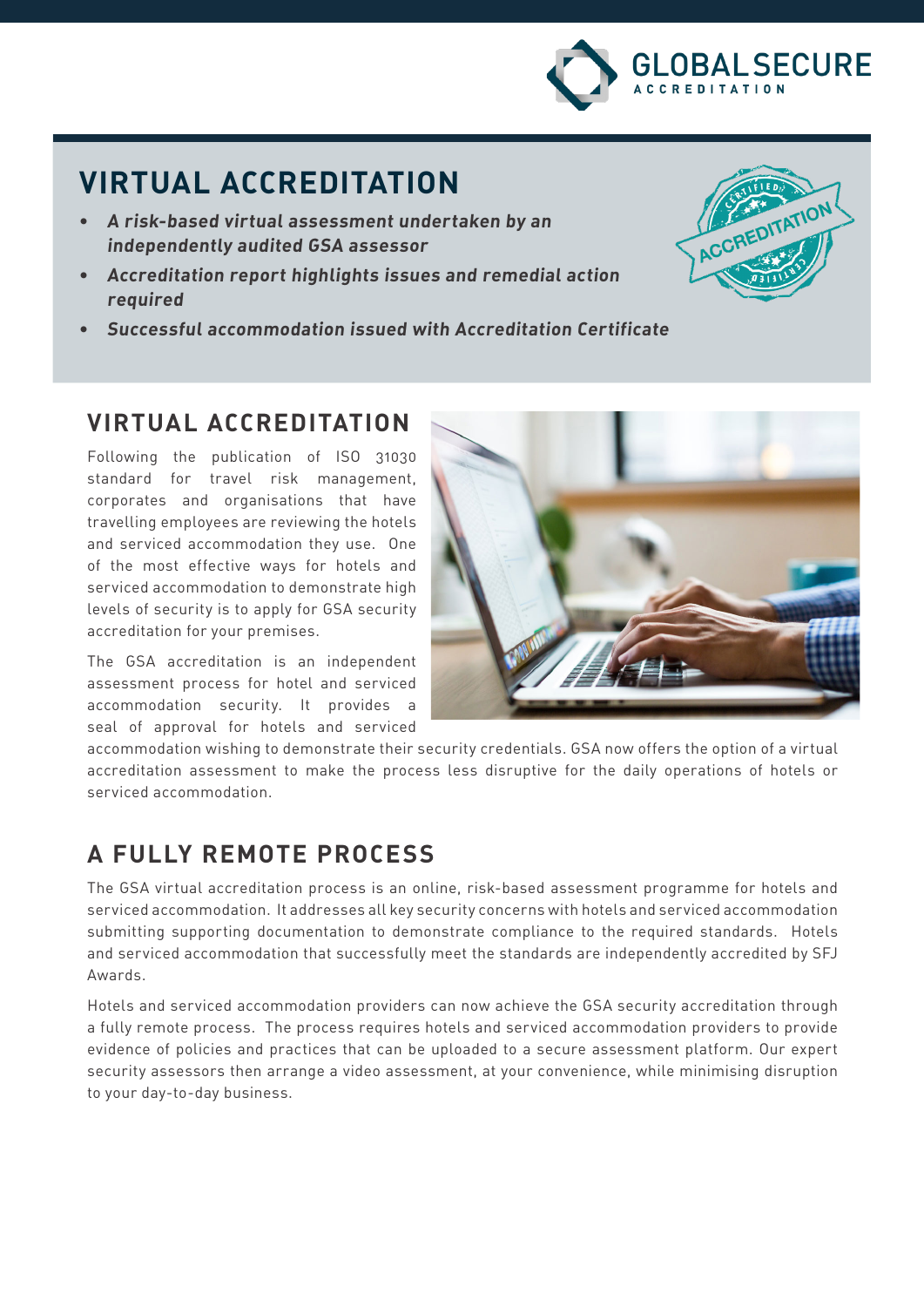# VIRTUAL ACCREDITATION

- ***A risk-based virtual assessment undertaken by an independently audited GSA assessor***
- ***Accreditation report highlights issues and remedial action required***
- ***Successful accommodation issued with Accreditation Certificate***

## VIRTUAL ACCREDITATION

Following the publication of ISO 31030 standard for travel risk management, corporates and organisations that have travelling employees are reviewing the hotels and serviced accommodation they use. One of the most effective ways for hotels and serviced accommodation to demonstrate high levels of security is to apply for GSA security accreditation for your premises.

The GSA accreditation is an independent assessment process for hotel and serviced accommodation security. It provides a seal of approval for hotels and serviced accommodation wishing to demonstrate their security credentials. GSA now offers the option of a virtual accreditation assessment to make the process less disruptive for the daily operations of hotels or serviced accommodation.

## A FULLY REMOTE PROCESS

The GSA virtual accreditation process is an online, risk-based assessment programme for hotels and serviced accommodation. It addresses all key security concerns with hotels and serviced accommodation submitting supporting documentation to demonstrate compliance to the required standards. Hotels and serviced accommodation that successfully meet the standards are independently accredited by SFJ Awards.

Hotels and serviced accommodation providers can now achieve the GSA security accreditation through a fully remote process. The process requires hotels and serviced accommodation providers to provide evidence of policies and practices that can be uploaded to a secure assessment platform. Our expert security assessors then arrange a video assessment, at your convenience, while minimising disruption to your day-to-day business.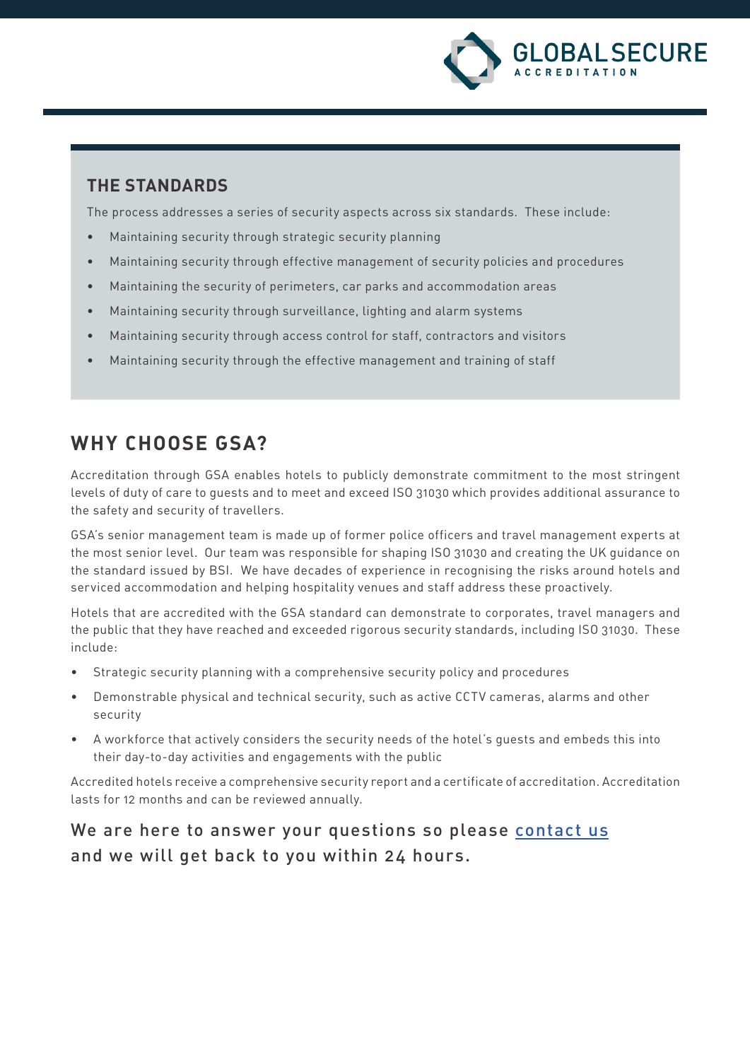## THE STANDARDS

The process addresses a series of security aspects across six standards. These include:

- Maintaining security through strategic security planning
- Maintaining security through effective management of security policies and procedures
- Maintaining the security of perimeters, car parks and accommodation areas
- Maintaining security through surveillance, lighting and alarm systems
- Maintaining security through access control for staff, contractors and visitors
- Maintaining security through the effective management and training of staff

## WHY CHOOSE GSA?

Accreditation through GSA enables hotels to publicly demonstrate commitment to the most stringent levels of duty of care to guests and to meet and exceed ISO 31030 which provides additional assurance to the safety and security of travellers.

GSA's senior management team is made up of former police officers and travel management experts at the most senior level. Our team was responsible for shaping ISO 31030 and creating the UK guidance on the standard issued by BSI. We have decades of experience in recognising the risks around hotels and serviced accommodation and helping hospitality venues and staff address these proactively.

Hotels that are accredited with the GSA standard can demonstrate to corporates, travel managers and the public that they have reached and exceeded rigorous security standards, including ISO 31030. These include:

- Strategic security planning with a comprehensive security policy and procedures
- Demonstrable physical and technical security, such as active CCTV cameras, alarms and other security
- A workforce that actively considers the security needs of the hotel's guests and embeds this into their day-to-day activities and engagements with the public

Accredited hotels receive a comprehensive security report and a certificate of accreditation. Accreditation lasts for 12 months and can be reviewed annually.

We are here to answer your questions so please contact us and we will get back to you within 24 hours.